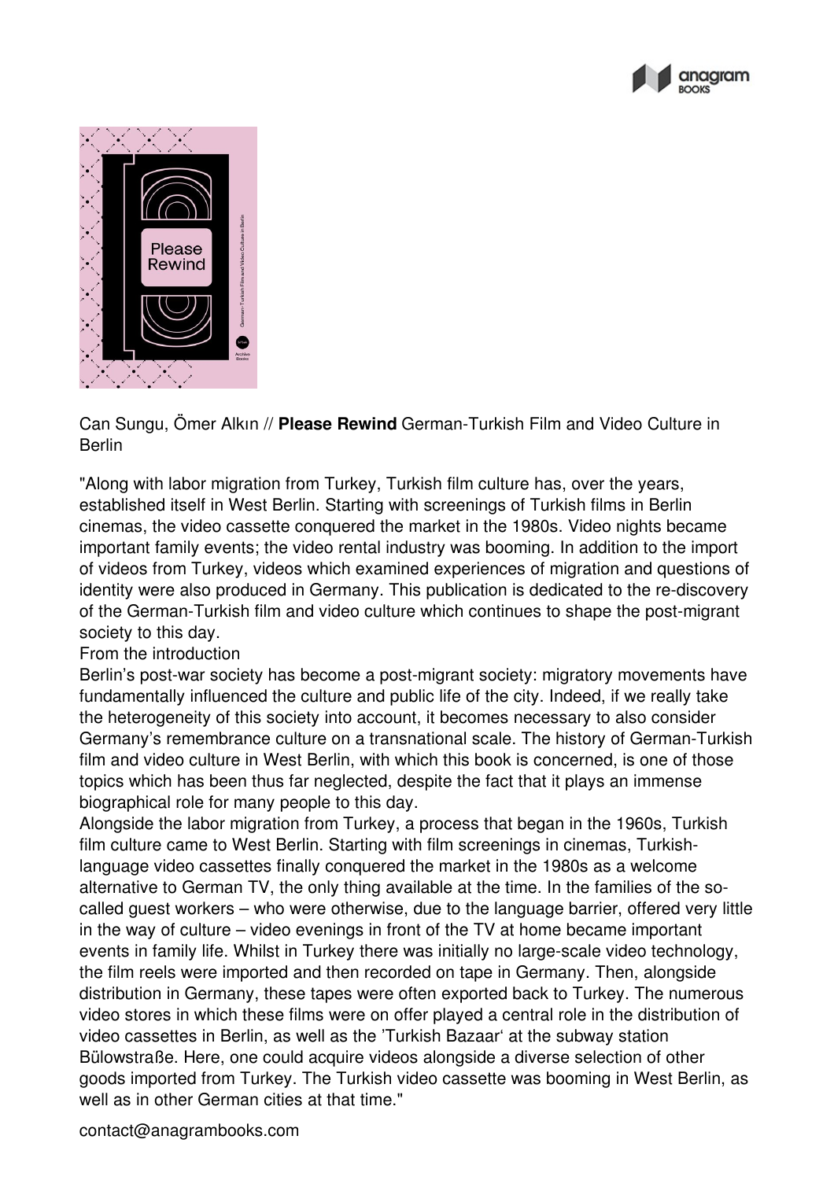Can Sungu, Ömer Alkın // **Please Rewind** German-Turkish Film and Video Culture in Berlin

"Along with labor migration from Turkey, Turkish film culture has, over the years, established itself in West Berlin. Starting with screenings of Turkish films in Berlin cinemas, the video cassette conquered the market in the 1980s. Video nights became important family events; the video rental industry was booming. In addition to the import of videos from Turkey, videos which examined experiences of migration and questions of identity were also produced in Germany. This publication is dedicated to the re-discovery of the German-Turkish film and video culture which continues to shape the post-migrant society to this day.

From the introduction

Berlin's post-war society has become a post-migrant society: migratory movements have fundamentally influenced the culture and public life of the city. Indeed, if we really take the heterogeneity of this society into account, it becomes necessary to also consider Germany's remembrance culture on a transnational scale. The history of German-Turkish film and video culture in West Berlin, with which this book is concerned, is one of those topics which has been thus far neglected, despite the fact that it plays an immense biographical role for many people to this day.

Alongside the labor migration from Turkey, a process that began in the 1960s, Turkish film culture came to West Berlin. Starting with film screenings in cinemas, Turkish-language video cassettes finally conquered the market in the 1980s as a welcome alternative to German TV, the only thing available at the time. In the families of the so-called guest workers – who were otherwise, due to the language barrier, offered very little in the way of culture – video evenings in front of the TV at home became important events in family life. Whilst in Turkey there was initially no large-scale video technology, the film reels were imported and then recorded on tape in Germany. Then, alongside distribution in Germany, these tapes were often exported back to Turkey. The numerous video stores in which these films were on offer played a central role in the distribution of video cassettes in Berlin, as well as the 'Turkish Bazaar' at the subway station Bülowstraße. Here, one could acquire videos alongside a diverse selection of other goods imported from Turkey. The Turkish video cassette was booming in West Berlin, as well as in other German cities at that time."

contact@anagrambooks.com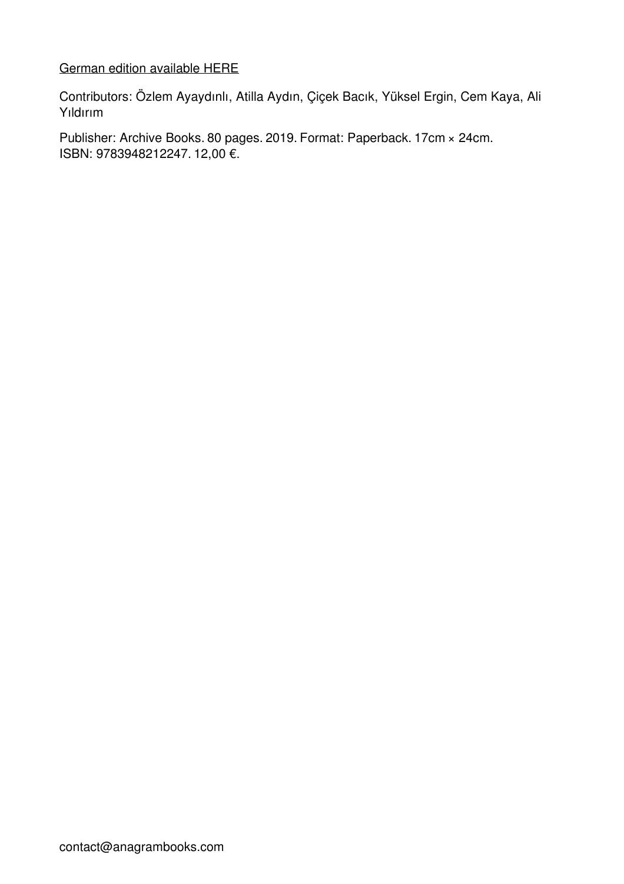German edition available HERE

Contributors: Özlem Ayaydınlı, Atilla Aydın, Çiçek Bacık, Yüksel Ergin, Cem Kaya, Ali Yıldırım

Publisher: Archive Books. 80 pages. 2019. Format: Paperback. 17cm × 24cm. ISBN: 9783948212247. 12,00 €.

contact@anagrambooks.com